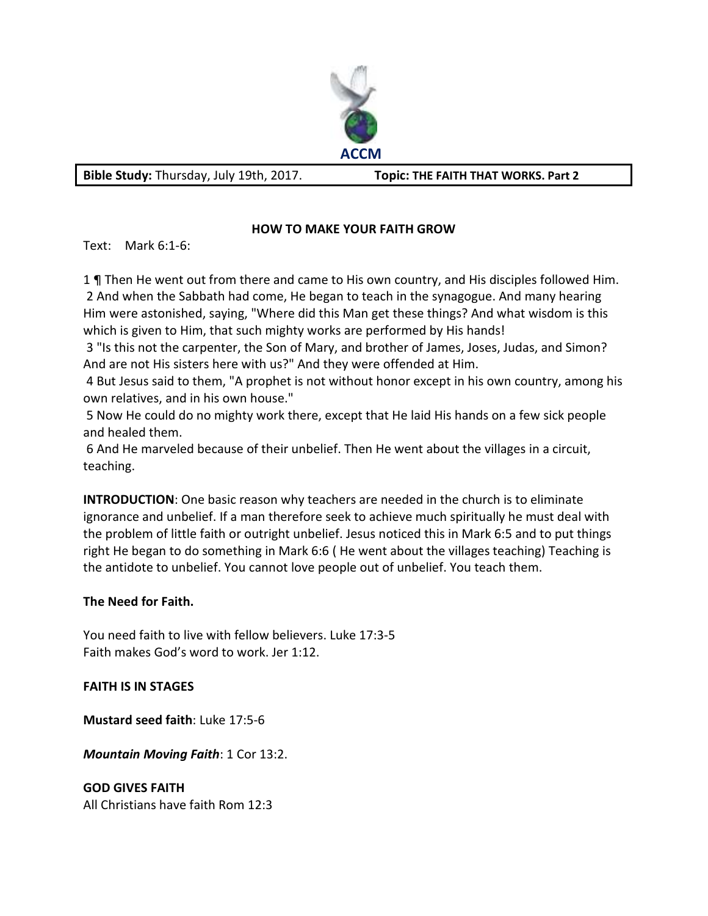ACCM

**Bible Study:** Thursday, July 19th, 2017. **Topic: THE FAITH THAT WORKS. Part 2**

## HOW TO MAKE YOUR FAITH GROW

Text: Mark 6:1-6:

1 ¶ Then He went out from there and came to His own country, and His disciples followed Him.
2 And when the Sabbath had come, He began to teach in the synagogue. And many hearing Him were astonished, saying, "Where did this Man get these things? And what wisdom is this which is given to Him, that such mighty works are performed by His hands!
3 "Is this not the carpenter, the Son of Mary, and brother of James, Joses, Judas, and Simon? And are not His sisters here with us?" And they were offended at Him.
4 But Jesus said to them, "A prophet is not without honor except in his own country, among his own relatives, and in his own house."
5 Now He could do no mighty work there, except that He laid His hands on a few sick people and healed them.
6 And He marveled because of their unbelief. Then He went about the villages in a circuit, teaching.

**INTRODUCTION**: One basic reason why teachers are needed in the church is to eliminate ignorance and unbelief. If a man therefore seek to achieve much spiritually he must deal with the problem of little faith or outright unbelief. Jesus noticed this in Mark 6:5 and to put things right He began to do something in Mark 6:6 ( He went about the villages teaching) Teaching is the antidote to unbelief. You cannot love people out of unbelief. You teach them.

**The Need for Faith.**

You need faith to live with fellow believers. Luke 17:3-5
Faith makes God's word to work. Jer 1:12.

**FAITH IS IN STAGES**

**Mustard seed faith**: Luke 17:5-6

***Mountain Moving Faith***: 1 Cor 13:2.

**GOD GIVES FAITH**
All Christians have faith Rom 12:3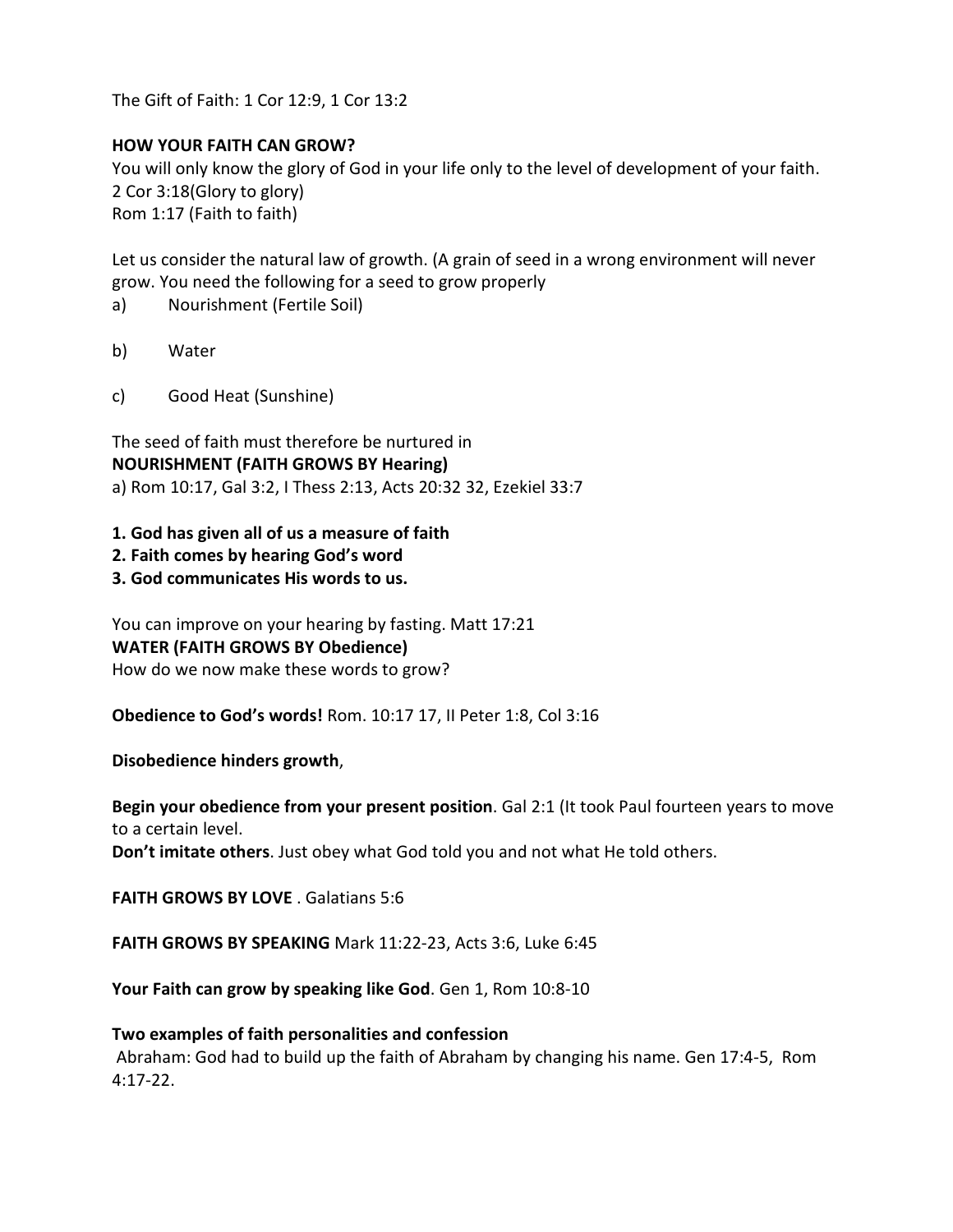The Gift of Faith: 1 Cor 12:9, 1 Cor 13:2

**HOW YOUR FAITH CAN GROW?**

You will only know the glory of God in your life only to the level of development of your faith.
2 Cor 3:18(Glory to glory)
Rom 1:17 (Faith to faith)

Let us consider the natural law of growth. (A grain of seed in a wrong environment will never grow. You need the following for a seed to grow properly

a) Nourishment (Fertile Soil)

b) Water

c) Good Heat (Sunshine)

The seed of faith must therefore be nurtured in

**NOURISHMENT (FAITH GROWS BY Hearing)**

a) Rom 10:17, Gal 3:2, I Thess 2:13, Acts 20:32 32, Ezekiel 33:7

**1. God has given all of us a measure of faith**
**2. Faith comes by hearing God's word**
**3. God communicates His words to us.**

You can improve on your hearing by fasting. Matt 17:21

**WATER (FAITH GROWS BY Obedience)**

How do we now make these words to grow?

**Obedience to God's words!** Rom. 10:17 17, II Peter 1:8, Col 3:16

**Disobedience hinders growth**,

**Begin your obedience from your present position**. Gal 2:1 (It took Paul fourteen years to move to a certain level.

**Don't imitate others**. Just obey what God told you and not what He told others.

**FAITH GROWS BY LOVE** . Galatians 5:6

**FAITH GROWS BY SPEAKING** Mark 11:22-23, Acts 3:6, Luke 6:45

**Your Faith can grow by speaking like God**. Gen 1, Rom 10:8-10

**Two examples of faith personalities and confession**

Abraham: God had to build up the faith of Abraham by changing his name. Gen 17:4-5, Rom 4:17-22.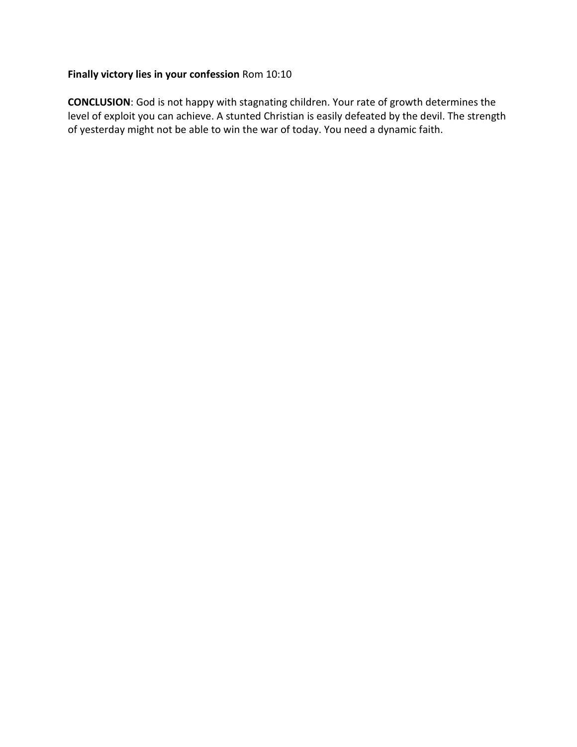**Finally victory lies in your confession** Rom 10:10

**CONCLUSION**: God is not happy with stagnating children. Your rate of growth determines the level of exploit you can achieve. A stunted Christian is easily defeated by the devil. The strength of yesterday might not be able to win the war of today. You need a dynamic faith.